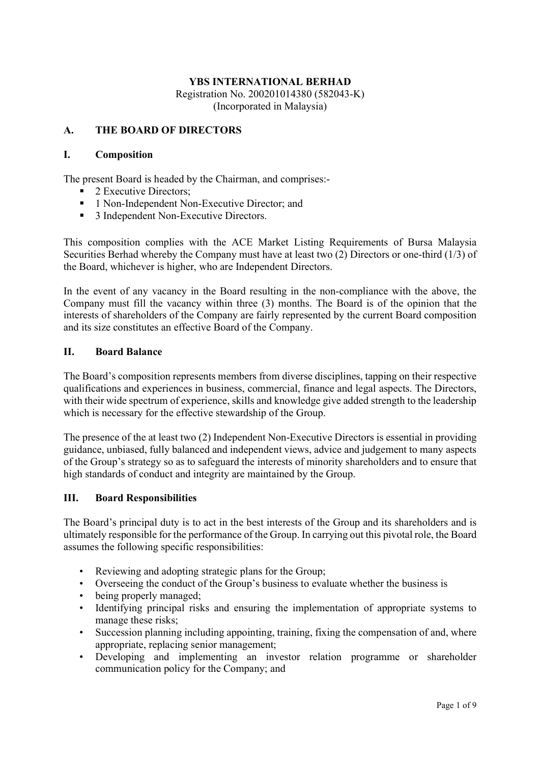**YBS INTERNATIONAL BERHAD**
Registration No. 200201014380 (582043-K)
(Incorporated in Malaysia)

## A. THE BOARD OF DIRECTORS

### I. Composition

The present Board is headed by the Chairman, and comprises:-

- 2 Executive Directors;
- 1 Non-Independent Non-Executive Director; and
- 3 Independent Non-Executive Directors.

This composition complies with the ACE Market Listing Requirements of Bursa Malaysia Securities Berhad whereby the Company must have at least two (2) Directors or one-third (1/3) of the Board, whichever is higher, who are Independent Directors.

In the event of any vacancy in the Board resulting in the non-compliance with the above, the Company must fill the vacancy within three (3) months. The Board is of the opinion that the interests of shareholders of the Company are fairly represented by the current Board composition and its size constitutes an effective Board of the Company.

### II. Board Balance

The Board's composition represents members from diverse disciplines, tapping on their respective qualifications and experiences in business, commercial, finance and legal aspects. The Directors, with their wide spectrum of experience, skills and knowledge give added strength to the leadership which is necessary for the effective stewardship of the Group.

The presence of the at least two (2) Independent Non-Executive Directors is essential in providing guidance, unbiased, fully balanced and independent views, advice and judgement to many aspects of the Group's strategy so as to safeguard the interests of minority shareholders and to ensure that high standards of conduct and integrity are maintained by the Group.

### III. Board Responsibilities

The Board's principal duty is to act in the best interests of the Group and its shareholders and is ultimately responsible for the performance of the Group. In carrying out this pivotal role, the Board assumes the following specific responsibilities:

- Reviewing and adopting strategic plans for the Group;
- Overseeing the conduct of the Group's business to evaluate whether the business is
- being properly managed;
- Identifying principal risks and ensuring the implementation of appropriate systems to manage these risks;
- Succession planning including appointing, training, fixing the compensation of and, where appropriate, replacing senior management;
- Developing and implementing an investor relation programme or shareholder communication policy for the Company; and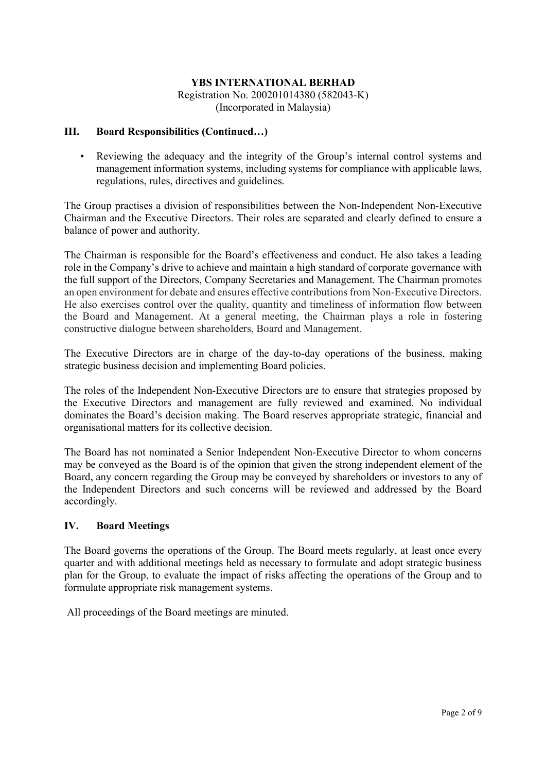## III. Board Responsibilities (Continued…)

- Reviewing the adequacy and the integrity of the Group's internal control systems and management information systems, including systems for compliance with applicable laws, regulations, rules, directives and guidelines.

The Group practises a division of responsibilities between the Non-Independent Non-Executive Chairman and the Executive Directors. Their roles are separated and clearly defined to ensure a balance of power and authority.

The Chairman is responsible for the Board's effectiveness and conduct. He also takes a leading role in the Company's drive to achieve and maintain a high standard of corporate governance with the full support of the Directors, Company Secretaries and Management. The Chairman promotes an open environment for debate and ensures effective contributions from Non-Executive Directors. He also exercises control over the quality, quantity and timeliness of information flow between the Board and Management. At a general meeting, the Chairman plays a role in fostering constructive dialogue between shareholders, Board and Management.

The Executive Directors are in charge of the day-to-day operations of the business, making strategic business decision and implementing Board policies.

The roles of the Independent Non-Executive Directors are to ensure that strategies proposed by the Executive Directors and management are fully reviewed and examined. No individual dominates the Board's decision making. The Board reserves appropriate strategic, financial and organisational matters for its collective decision.

The Board has not nominated a Senior Independent Non-Executive Director to whom concerns may be conveyed as the Board is of the opinion that given the strong independent element of the Board, any concern regarding the Group may be conveyed by shareholders or investors to any of the Independent Directors and such concerns will be reviewed and addressed by the Board accordingly.

## IV. Board Meetings

The Board governs the operations of the Group. The Board meets regularly, at least once every quarter and with additional meetings held as necessary to formulate and adopt strategic business plan for the Group, to evaluate the impact of risks affecting the operations of the Group and to formulate appropriate risk management systems.

All proceedings of the Board meetings are minuted.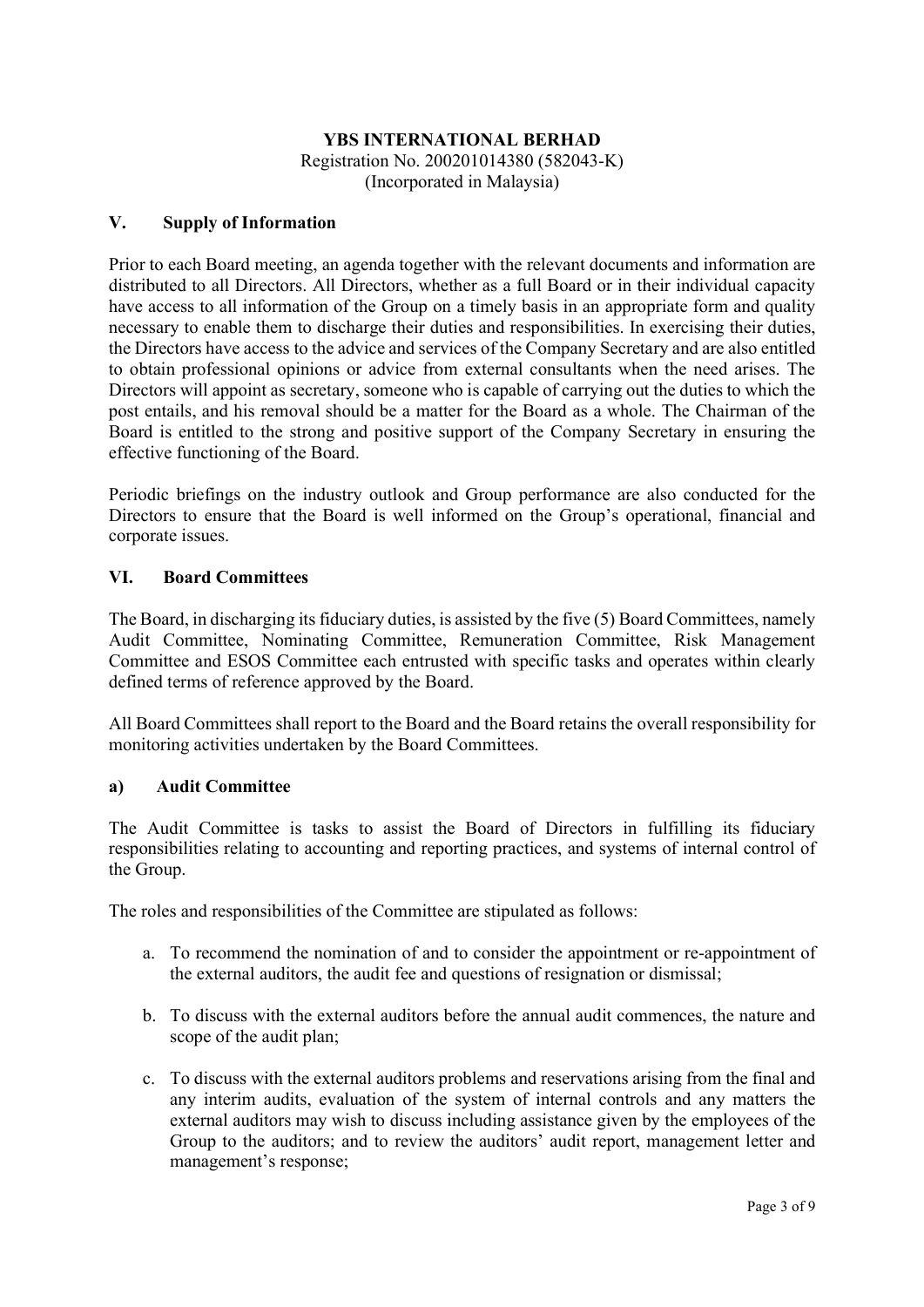**YBS INTERNATIONAL BERHAD**
Registration No. 200201014380 (582043-K)
(Incorporated in Malaysia)

## V. Supply of Information

Prior to each Board meeting, an agenda together with the relevant documents and information are distributed to all Directors. All Directors, whether as a full Board or in their individual capacity have access to all information of the Group on a timely basis in an appropriate form and quality necessary to enable them to discharge their duties and responsibilities. In exercising their duties, the Directors have access to the advice and services of the Company Secretary and are also entitled to obtain professional opinions or advice from external consultants when the need arises. The Directors will appoint as secretary, someone who is capable of carrying out the duties to which the post entails, and his removal should be a matter for the Board as a whole. The Chairman of the Board is entitled to the strong and positive support of the Company Secretary in ensuring the effective functioning of the Board.

Periodic briefings on the industry outlook and Group performance are also conducted for the Directors to ensure that the Board is well informed on the Group's operational, financial and corporate issues.

## VI. Board Committees

The Board, in discharging its fiduciary duties, is assisted by the five (5) Board Committees, namely Audit Committee, Nominating Committee, Remuneration Committee, Risk Management Committee and ESOS Committee each entrusted with specific tasks and operates within clearly defined terms of reference approved by the Board.

All Board Committees shall report to the Board and the Board retains the overall responsibility for monitoring activities undertaken by the Board Committees.

### a) Audit Committee

The Audit Committee is tasks to assist the Board of Directors in fulfilling its fiduciary responsibilities relating to accounting and reporting practices, and systems of internal control of the Group.

The roles and responsibilities of the Committee are stipulated as follows:

a. To recommend the nomination of and to consider the appointment or re-appointment of the external auditors, the audit fee and questions of resignation or dismissal;

b. To discuss with the external auditors before the annual audit commences, the nature and scope of the audit plan;

c. To discuss with the external auditors problems and reservations arising from the final and any interim audits, evaluation of the system of internal controls and any matters the external auditors may wish to discuss including assistance given by the employees of the Group to the auditors; and to review the auditors' audit report, management letter and management's response;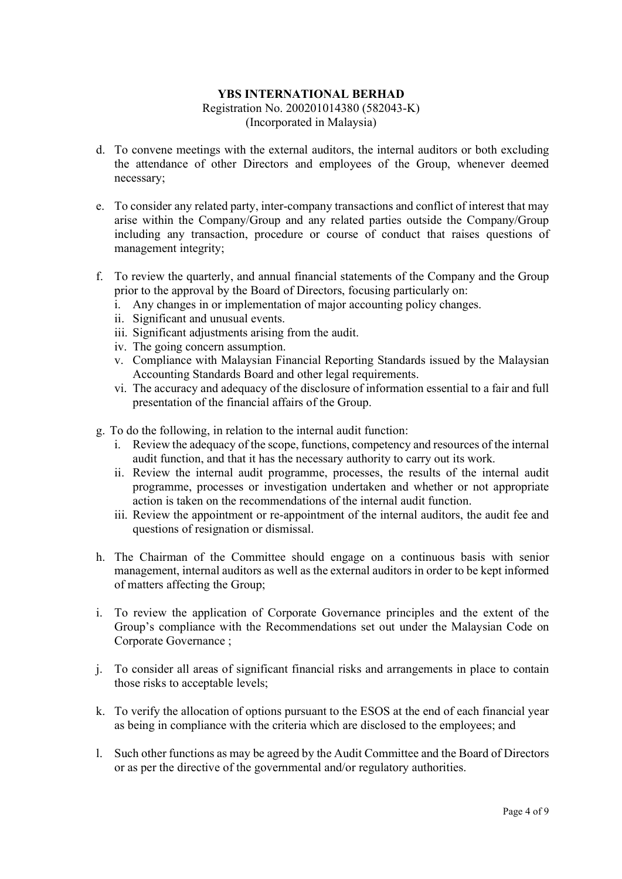**YBS INTERNATIONAL BERHAD**
Registration No. 200201014380 (582043-K)
(Incorporated in Malaysia)

d. To convene meetings with the external auditors, the internal auditors or both excluding the attendance of other Directors and employees of the Group, whenever deemed necessary;

e. To consider any related party, inter-company transactions and conflict of interest that may arise within the Company/Group and any related parties outside the Company/Group including any transaction, procedure or course of conduct that raises questions of management integrity;

f. To review the quarterly, and annual financial statements of the Company and the Group prior to the approval by the Board of Directors, focusing particularly on:
   i. Any changes in or implementation of major accounting policy changes.
   ii. Significant and unusual events.
   iii. Significant adjustments arising from the audit.
   iv. The going concern assumption.
   v. Compliance with Malaysian Financial Reporting Standards issued by the Malaysian Accounting Standards Board and other legal requirements.
   vi. The accuracy and adequacy of the disclosure of information essential to a fair and full presentation of the financial affairs of the Group.

g. To do the following, in relation to the internal audit function:
   i. Review the adequacy of the scope, functions, competency and resources of the internal audit function, and that it has the necessary authority to carry out its work.
   ii. Review the internal audit programme, processes, the results of the internal audit programme, processes or investigation undertaken and whether or not appropriate action is taken on the recommendations of the internal audit function.
   iii. Review the appointment or re-appointment of the internal auditors, the audit fee and questions of resignation or dismissal.

h. The Chairman of the Committee should engage on a continuous basis with senior management, internal auditors as well as the external auditors in order to be kept informed of matters affecting the Group;

i. To review the application of Corporate Governance principles and the extent of the Group's compliance with the Recommendations set out under the Malaysian Code on Corporate Governance ;

j. To consider all areas of significant financial risks and arrangements in place to contain those risks to acceptable levels;

k. To verify the allocation of options pursuant to the ESOS at the end of each financial year as being in compliance with the criteria which are disclosed to the employees; and

l. Such other functions as may be agreed by the Audit Committee and the Board of Directors or as per the directive of the governmental and/or regulatory authorities.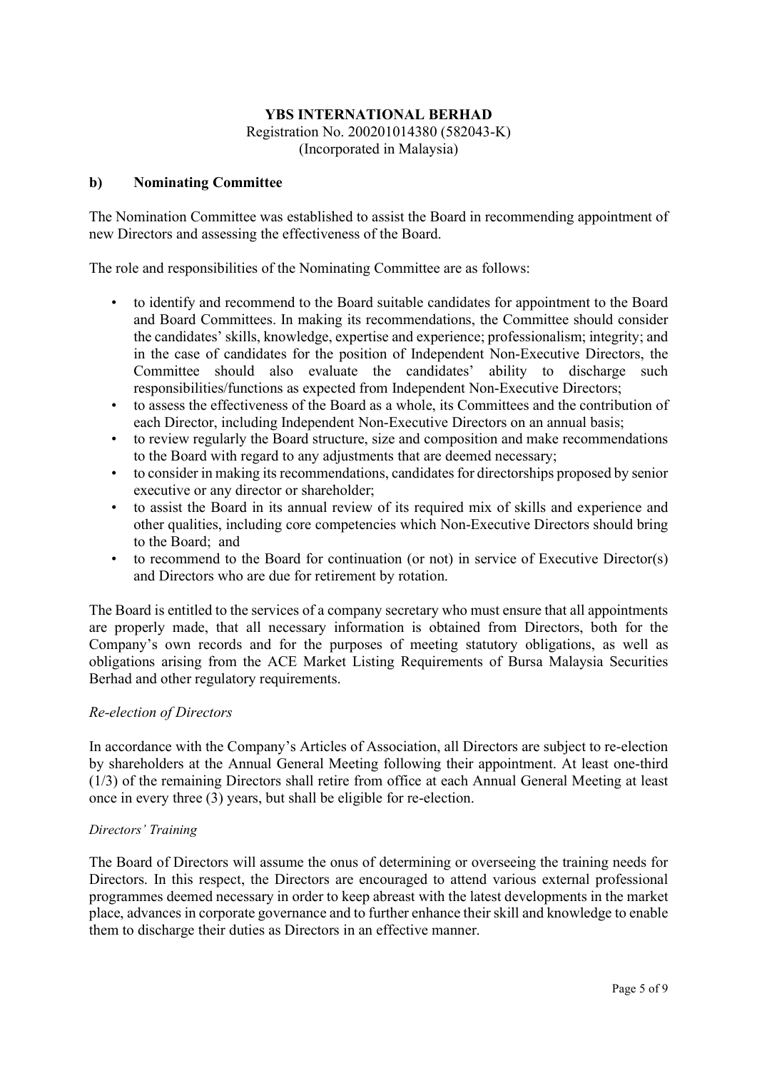**YBS INTERNATIONAL BERHAD**
Registration No. 200201014380 (582043-K)
(Incorporated in Malaysia)

### b) Nominating Committee

The Nomination Committee was established to assist the Board in recommending appointment of new Directors and assessing the effectiveness of the Board.

The role and responsibilities of the Nominating Committee are as follows:

- to identify and recommend to the Board suitable candidates for appointment to the Board and Board Committees. In making its recommendations, the Committee should consider the candidates' skills, knowledge, expertise and experience; professionalism; integrity; and in the case of candidates for the position of Independent Non-Executive Directors, the Committee should also evaluate the candidates' ability to discharge such responsibilities/functions as expected from Independent Non-Executive Directors;
- to assess the effectiveness of the Board as a whole, its Committees and the contribution of each Director, including Independent Non-Executive Directors on an annual basis;
- to review regularly the Board structure, size and composition and make recommendations to the Board with regard to any adjustments that are deemed necessary;
- to consider in making its recommendations, candidates for directorships proposed by senior executive or any director or shareholder;
- to assist the Board in its annual review of its required mix of skills and experience and other qualities, including core competencies which Non-Executive Directors should bring to the Board; and
- to recommend to the Board for continuation (or not) in service of Executive Director(s) and Directors who are due for retirement by rotation.

The Board is entitled to the services of a company secretary who must ensure that all appointments are properly made, that all necessary information is obtained from Directors, both for the Company's own records and for the purposes of meeting statutory obligations, as well as obligations arising from the ACE Market Listing Requirements of Bursa Malaysia Securities Berhad and other regulatory requirements.

*Re-election of Directors*

In accordance with the Company's Articles of Association, all Directors are subject to re-election by shareholders at the Annual General Meeting following their appointment. At least one-third (1/3) of the remaining Directors shall retire from office at each Annual General Meeting at least once in every three (3) years, but shall be eligible for re-election.

*Directors' Training*

The Board of Directors will assume the onus of determining or overseeing the training needs for Directors. In this respect, the Directors are encouraged to attend various external professional programmes deemed necessary in order to keep abreast with the latest developments in the market place, advances in corporate governance and to further enhance their skill and knowledge to enable them to discharge their duties as Directors in an effective manner.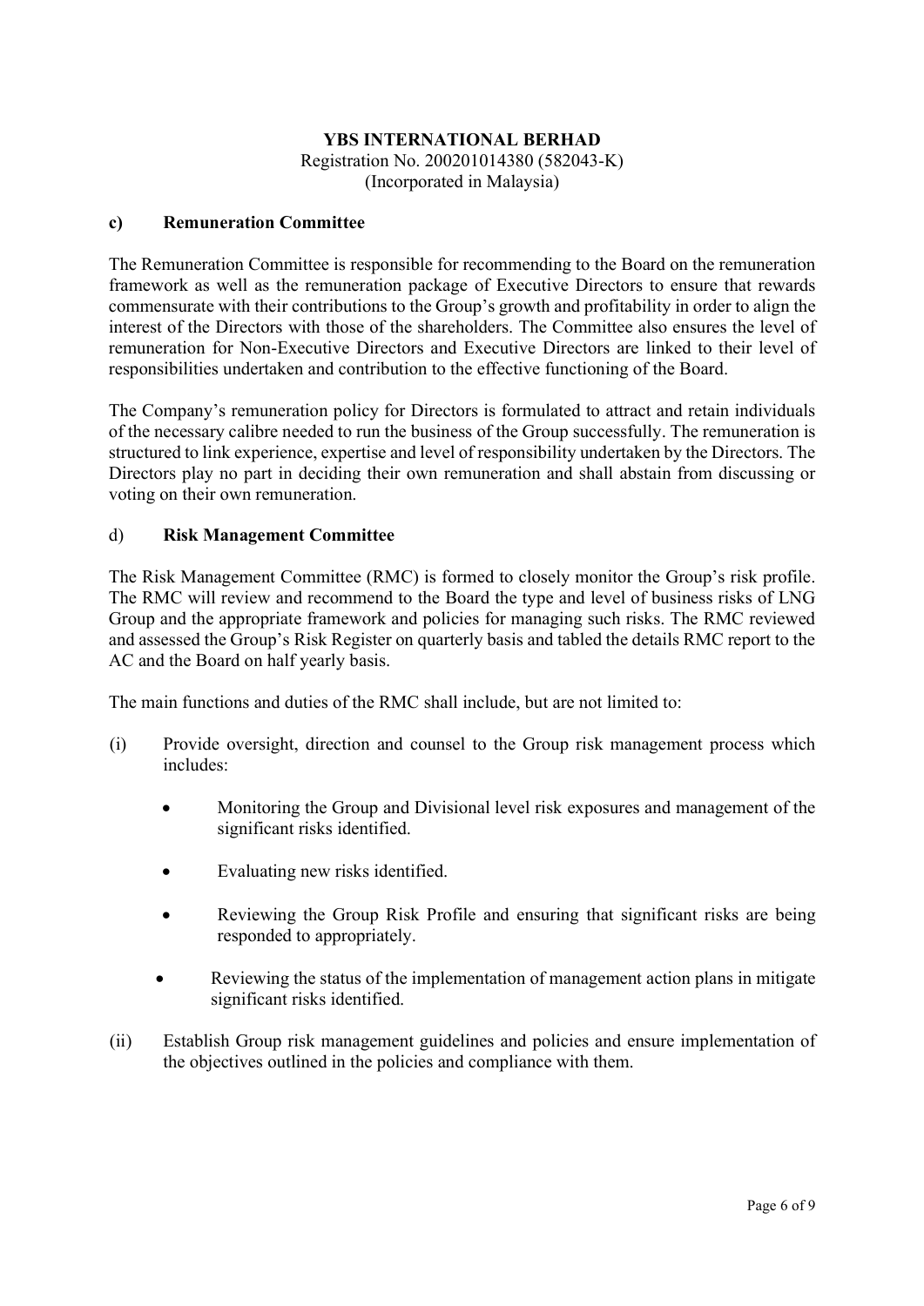**YBS INTERNATIONAL BERHAD**
Registration No. 200201014380 (582043-K)
(Incorporated in Malaysia)

**c) Remuneration Committee**

The Remuneration Committee is responsible for recommending to the Board on the remuneration framework as well as the remuneration package of Executive Directors to ensure that rewards commensurate with their contributions to the Group's growth and profitability in order to align the interest of the Directors with those of the shareholders. The Committee also ensures the level of remuneration for Non-Executive Directors and Executive Directors are linked to their level of responsibilities undertaken and contribution to the effective functioning of the Board.

The Company's remuneration policy for Directors is formulated to attract and retain individuals of the necessary calibre needed to run the business of the Group successfully. The remuneration is structured to link experience, expertise and level of responsibility undertaken by the Directors. The Directors play no part in deciding their own remuneration and shall abstain from discussing or voting on their own remuneration.

d) **Risk Management Committee**

The Risk Management Committee (RMC) is formed to closely monitor the Group's risk profile. The RMC will review and recommend to the Board the type and level of business risks of LNG Group and the appropriate framework and policies for managing such risks. The RMC reviewed and assessed the Group's Risk Register on quarterly basis and tabled the details RMC report to the AC and the Board on half yearly basis.

The main functions and duties of the RMC shall include, but are not limited to:

(i) Provide oversight, direction and counsel to the Group risk management process which includes:

- Monitoring the Group and Divisional level risk exposures and management of the significant risks identified.
- Evaluating new risks identified.
- Reviewing the Group Risk Profile and ensuring that significant risks are being responded to appropriately.
- Reviewing the status of the implementation of management action plans in mitigate significant risks identified.

(ii) Establish Group risk management guidelines and policies and ensure implementation of the objectives outlined in the policies and compliance with them.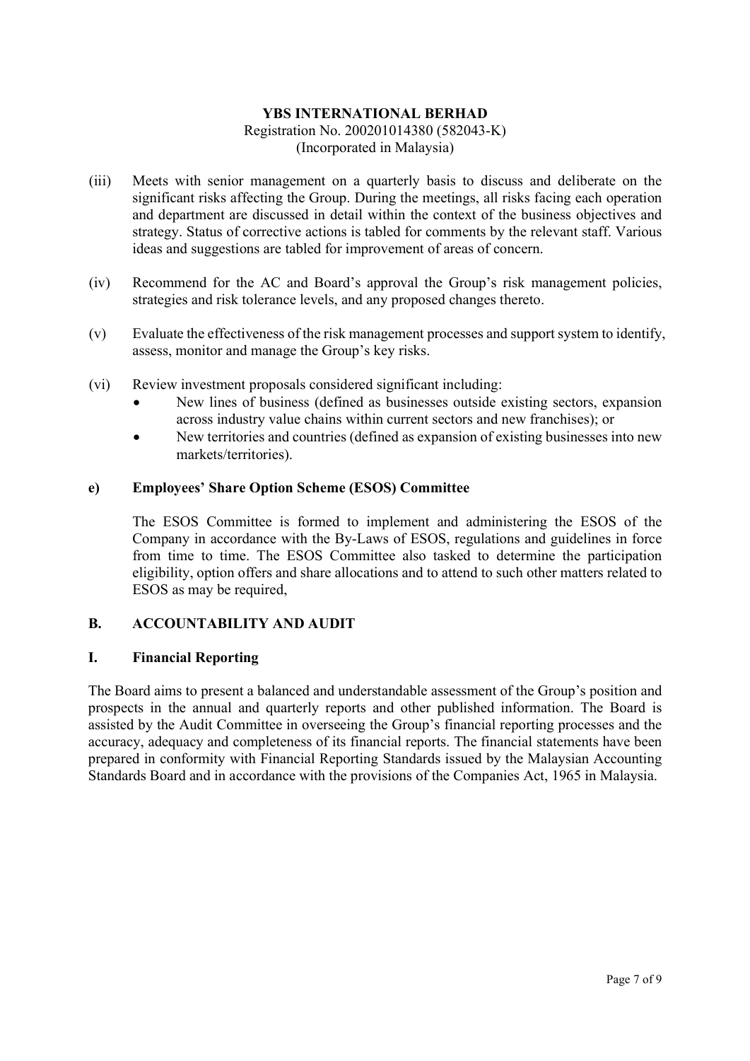(iii) Meets with senior management on a quarterly basis to discuss and deliberate on the significant risks affecting the Group. During the meetings, all risks facing each operation and department are discussed in detail within the context of the business objectives and strategy. Status of corrective actions is tabled for comments by the relevant staff. Various ideas and suggestions are tabled for improvement of areas of concern.

(iv) Recommend for the AC and Board's approval the Group's risk management policies, strategies and risk tolerance levels, and any proposed changes thereto.

(v) Evaluate the effectiveness of the risk management processes and support system to identify, assess, monitor and manage the Group's key risks.

(vi) Review investment proposals considered significant including:

- New lines of business (defined as businesses outside existing sectors, expansion across industry value chains within current sectors and new franchises); or
- New territories and countries (defined as expansion of existing businesses into new markets/territories).

**e) Employees' Share Option Scheme (ESOS) Committee**

The ESOS Committee is formed to implement and administering the ESOS of the Company in accordance with the By-Laws of ESOS, regulations and guidelines in force from time to time. The ESOS Committee also tasked to determine the participation eligibility, option offers and share allocations and to attend to such other matters related to ESOS as may be required,

## B. ACCOUNTABILITY AND AUDIT

### I. Financial Reporting

The Board aims to present a balanced and understandable assessment of the Group's position and prospects in the annual and quarterly reports and other published information. The Board is assisted by the Audit Committee in overseeing the Group's financial reporting processes and the accuracy, adequacy and completeness of its financial reports. The financial statements have been prepared in conformity with Financial Reporting Standards issued by the Malaysian Accounting Standards Board and in accordance with the provisions of the Companies Act, 1965 in Malaysia.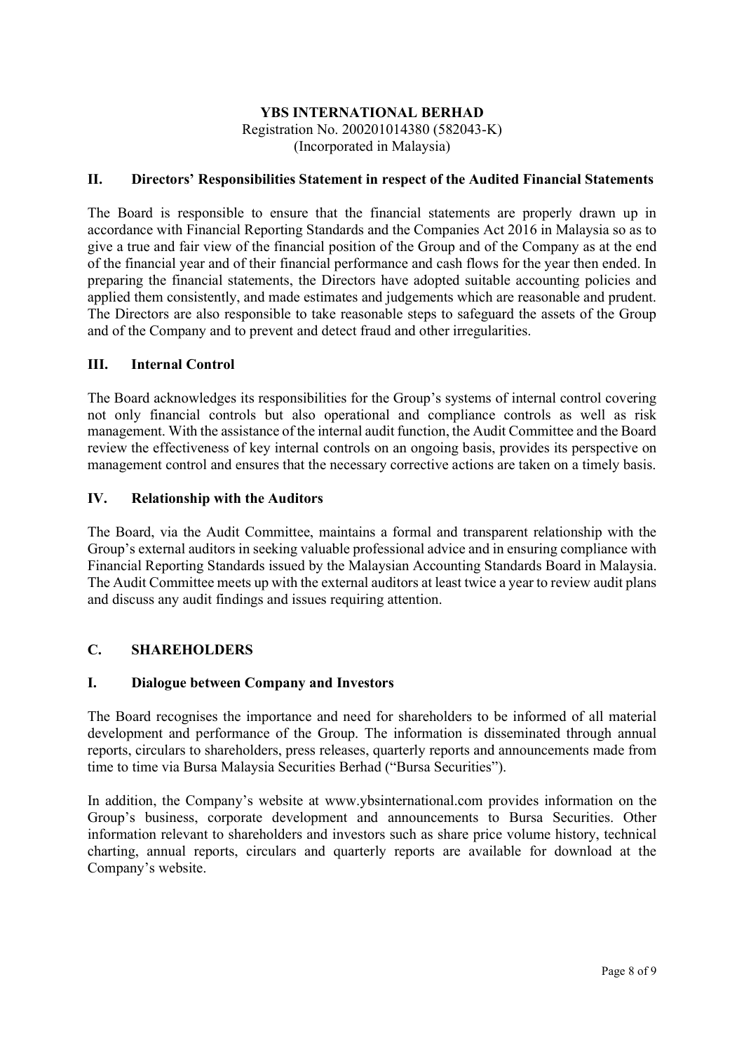**YBS INTERNATIONAL BERHAD**
Registration No. 200201014380 (582043-K)
(Incorporated in Malaysia)

## II. Directors' Responsibilities Statement in respect of the Audited Financial Statements

The Board is responsible to ensure that the financial statements are properly drawn up in accordance with Financial Reporting Standards and the Companies Act 2016 in Malaysia so as to give a true and fair view of the financial position of the Group and of the Company as at the end of the financial year and of their financial performance and cash flows for the year then ended. In preparing the financial statements, the Directors have adopted suitable accounting policies and applied them consistently, and made estimates and judgements which are reasonable and prudent. The Directors are also responsible to take reasonable steps to safeguard the assets of the Group and of the Company and to prevent and detect fraud and other irregularities.

## III. Internal Control

The Board acknowledges its responsibilities for the Group's systems of internal control covering not only financial controls but also operational and compliance controls as well as risk management. With the assistance of the internal audit function, the Audit Committee and the Board review the effectiveness of key internal controls on an ongoing basis, provides its perspective on management control and ensures that the necessary corrective actions are taken on a timely basis.

## IV. Relationship with the Auditors

The Board, via the Audit Committee, maintains a formal and transparent relationship with the Group's external auditors in seeking valuable professional advice and in ensuring compliance with Financial Reporting Standards issued by the Malaysian Accounting Standards Board in Malaysia. The Audit Committee meets up with the external auditors at least twice a year to review audit plans and discuss any audit findings and issues requiring attention.

# C. SHAREHOLDERS

## I. Dialogue between Company and Investors

The Board recognises the importance and need for shareholders to be informed of all material development and performance of the Group. The information is disseminated through annual reports, circulars to shareholders, press releases, quarterly reports and announcements made from time to time via Bursa Malaysia Securities Berhad ("Bursa Securities").

In addition, the Company's website at www.ybsinternational.com provides information on the Group's business, corporate development and announcements to Bursa Securities. Other information relevant to shareholders and investors such as share price volume history, technical charting, annual reports, circulars and quarterly reports are available for download at the Company's website.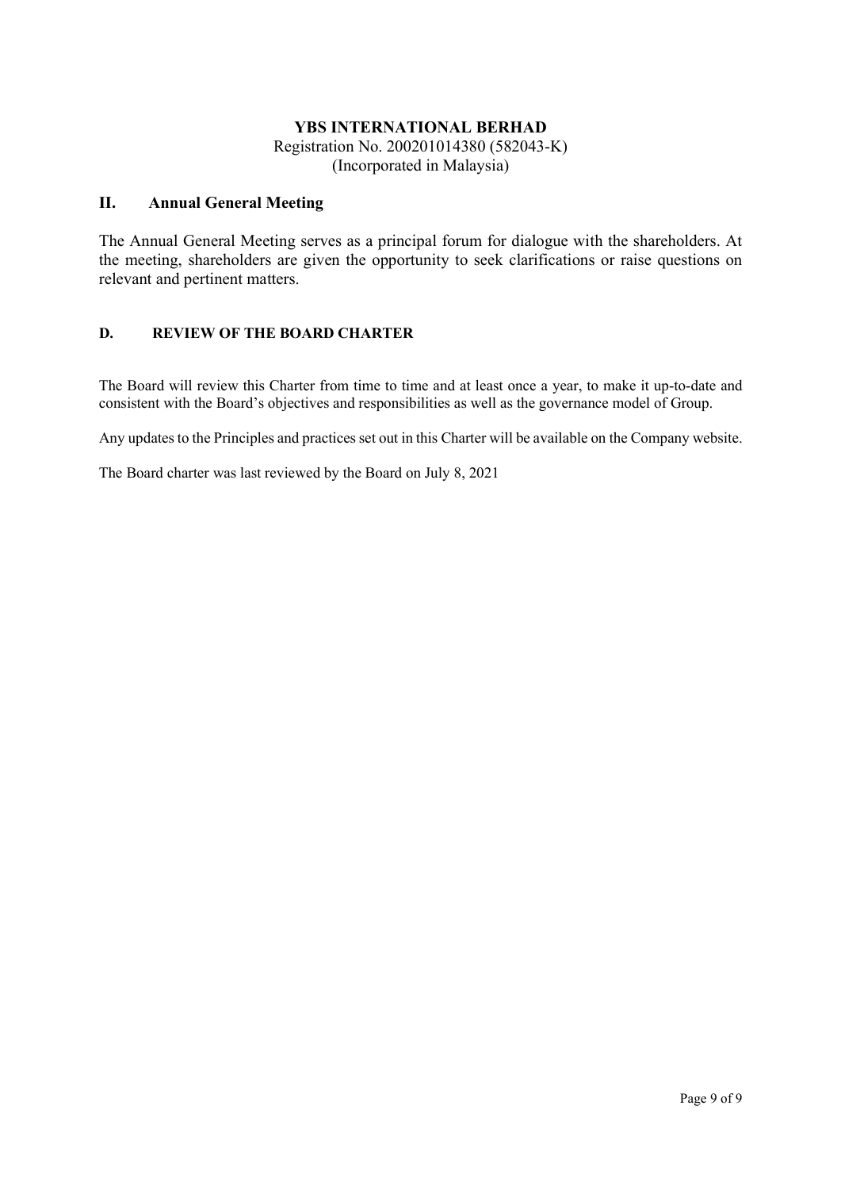**YBS INTERNATIONAL BERHAD**
Registration No. 200201014380 (582043-K)
(Incorporated in Malaysia)

### II. Annual General Meeting

The Annual General Meeting serves as a principal forum for dialogue with the shareholders. At the meeting, shareholders are given the opportunity to seek clarifications or raise questions on relevant and pertinent matters.

## D. REVIEW OF THE BOARD CHARTER

The Board will review this Charter from time to time and at least once a year, to make it up-to-date and consistent with the Board's objectives and responsibilities as well as the governance model of Group.

Any updates to the Principles and practices set out in this Charter will be available on the Company website.

The Board charter was last reviewed by the Board on July 8, 2021